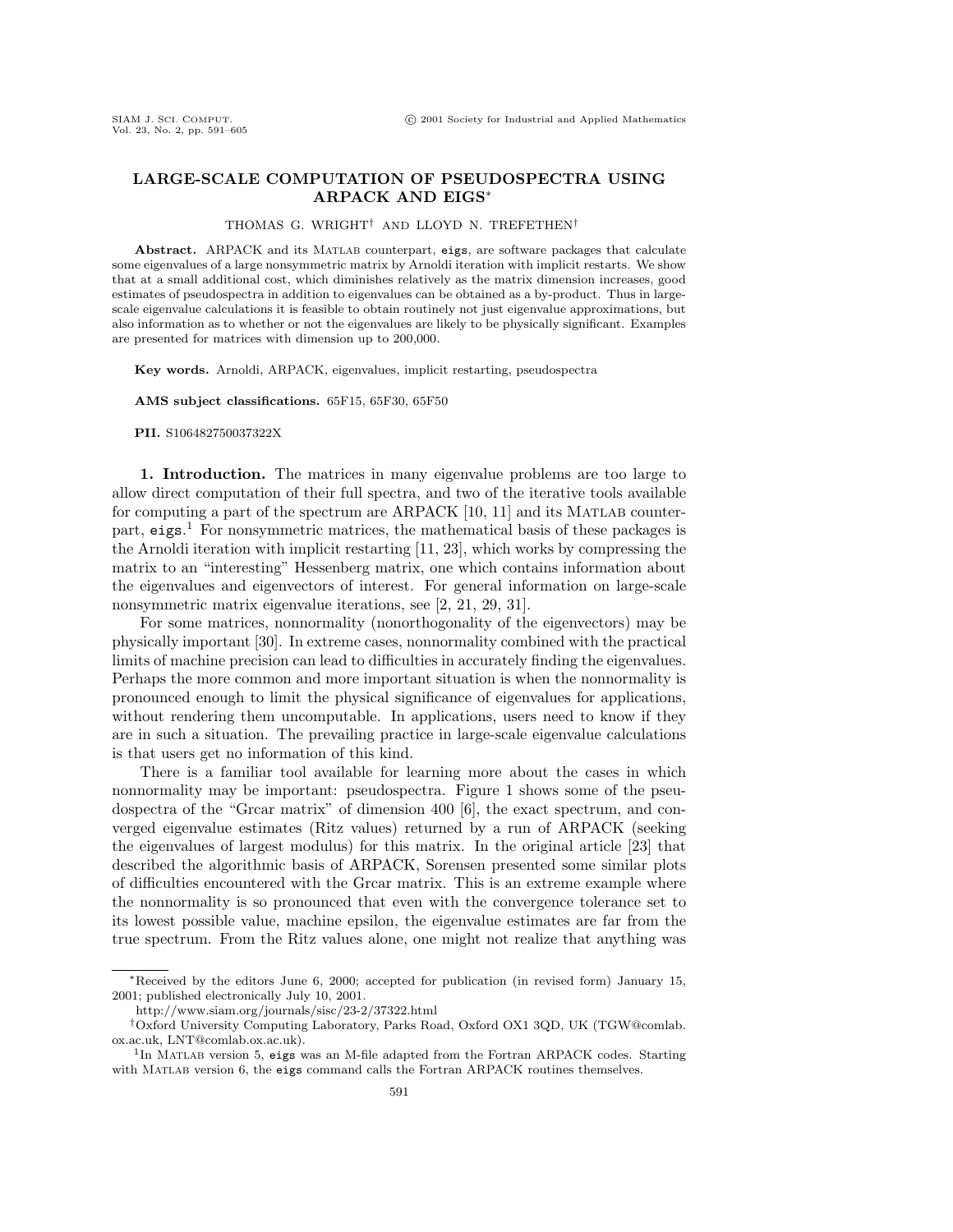# LARGE-SCALE COMPUTATION OF PSEUDOSPECTRA USING ARPACK AND EIGS*

THOMAS G. WRIGHT[†] AND LLOYD N. TREFETHEN[†]

**Abstract.** ARPACK and its MATLAB counterpart, eigs, are software packages that calculate some eigenvalues of a large nonsymmetric matrix by Arnoldi iteration with implicit restarts. We show that at a small additional cost, which diminishes relatively as the matrix dimension increases, good estimates of pseudospectra in addition to eigenvalues can be obtained as a by-product. Thus in large-scale eigenvalue calculations it is feasible to obtain routinely not just eigenvalue approximations, but also information as to whether or not the eigenvalues are likely to be physically significant. Examples are presented for matrices with dimension up to 200,000.

**Key words.** Arnoldi, ARPACK, eigenvalues, implicit restarting, pseudospectra

**AMS subject classifications.** 65F15, 65F30, 65F50

**PII.** S106482750037322X

## 1. Introduction.

The matrices in many eigenvalue problems are too large to allow direct computation of their full spectra, and two of the iterative tools available for computing a part of the spectrum are ARPACK [10, 11] and its MATLAB counterpart, eigs.[1] For nonsymmetric matrices, the mathematical basis of these packages is the Arnoldi iteration with implicit restarting [11, 23], which works by compressing the matrix to an "interesting" Hessenberg matrix, one which contains information about the eigenvalues and eigenvectors of interest. For general information on large-scale nonsymmetric matrix eigenvalue iterations, see [2, 21, 29, 31].

For some matrices, nonnormality (nonorthogonality of the eigenvectors) may be physically important [30]. In extreme cases, nonnormality combined with the practical limits of machine precision can lead to difficulties in accurately finding the eigenvalues. Perhaps the more common and more important situation is when the nonnormality is pronounced enough to limit the physical significance of eigenvalues for applications, without rendering them uncomputable. In applications, users need to know if they are in such a situation. The prevailing practice in large-scale eigenvalue calculations is that users get no information of this kind.

There is a familiar tool available for learning more about the cases in which nonnormality may be important: pseudospectra. Figure 1 shows some of the pseudospectra of the "Grcar matrix" of dimension 400 [6], the exact spectrum, and converged eigenvalue estimates (Ritz values) returned by a run of ARPACK (seeking the eigenvalues of largest modulus) for this matrix. In the original article [23] that described the algorithmic basis of ARPACK, Sorensen presented some similar plots of difficulties encountered with the Grcar matrix. This is an extreme example where the nonnormality is so pronounced that even with the convergence tolerance set to its lowest possible value, machine epsilon, the eigenvalue estimates are far from the true spectrum. From the Ritz values alone, one might not realize that anything was

---

*Received by the editors June 6, 2000; accepted for publication (in revised form) January 15, 2001; published electronically July 10, 2001.

http://www.siam.org/journals/sisc/23-2/37322.html

[†]Oxford University Computing Laboratory, Parks Road, Oxford OX1 3QD, UK (TGW@comlab.ox.ac.uk, LNT@comlab.ox.ac.uk).

[1]In MATLAB version 5, eigs was an M-file adapted from the Fortran ARPACK codes. Starting with MATLAB version 6, the eigs command calls the Fortran ARPACK routines themselves.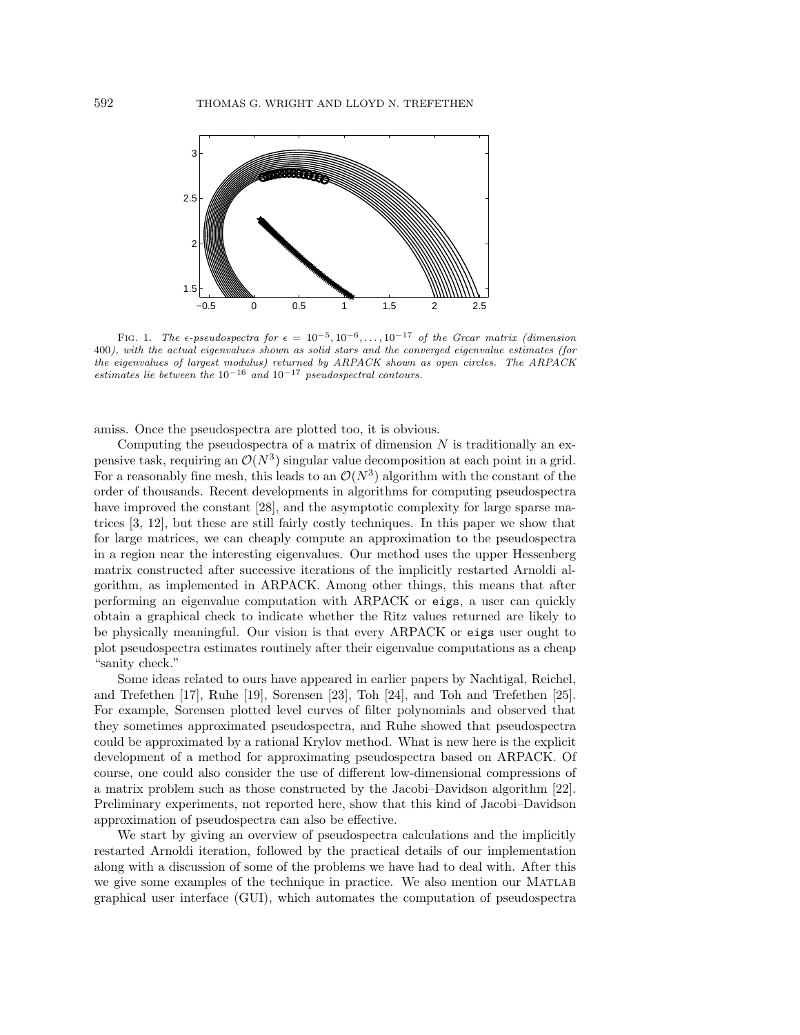FIG. 1. *The $\epsilon$-pseudospectra for $\epsilon = 10^{-5}, 10^{-6}, \ldots, 10^{-17}$ of the Grcar matrix (dimension 400), with the actual eigenvalues shown as solid stars and the converged eigenvalue estimates (for the eigenvalues of largest modulus) returned by ARPACK shown as open circles. The ARPACK estimates lie between the $10^{-16}$ and $10^{-17}$ pseudospectral contours.*

amiss. Once the pseudospectra are plotted too, it is obvious.

Computing the pseudospectra of a matrix of dimension $N$ is traditionally an expensive task, requiring an $\mathcal{O}(N^3)$ singular value decomposition at each point in a grid. For a reasonably fine mesh, this leads to an $\mathcal{O}(N^3)$ algorithm with the constant of the order of thousands. Recent developments in algorithms for computing pseudospectra have improved the constant [28], and the asymptotic complexity for large sparse matrices [3, 12], but these are still fairly costly techniques. In this paper we show that for large matrices, we can cheaply compute an approximation to the pseudospectra in a region near the interesting eigenvalues. Our method uses the upper Hessenberg matrix constructed after successive iterations of the implicitly restarted Arnoldi algorithm, as implemented in ARPACK. Among other things, this means that after performing an eigenvalue computation with ARPACK or `eigs`, a user can quickly obtain a graphical check to indicate whether the Ritz values returned are likely to be physically meaningful. Our vision is that every ARPACK or `eigs` user ought to plot pseudospectra estimates routinely after their eigenvalue computations as a cheap "sanity check."

Some ideas related to ours have appeared in earlier papers by Nachtigal, Reichel, and Trefethen [17], Ruhe [19], Sorensen [23], Toh [24], and Toh and Trefethen [25]. For example, Sorensen plotted level curves of filter polynomials and observed that they sometimes approximated pseudospectra, and Ruhe showed that pseudospectra could be approximated by a rational Krylov method. What is new here is the explicit development of a method for approximating pseudospectra based on ARPACK. Of course, one could also consider the use of different low-dimensional compressions of a matrix problem such as those constructed by the Jacobi–Davidson algorithm [22]. Preliminary experiments, not reported here, show that this kind of Jacobi–Davidson approximation of pseudospectra can also be effective.

We start by giving an overview of pseudospectra calculations and the implicitly restarted Arnoldi iteration, followed by the practical details of our implementation along with a discussion of some of the problems we have had to deal with. After this we give some examples of the technique in practice. We also mention our MATLAB graphical user interface (GUI), which automates the computation of pseudospectra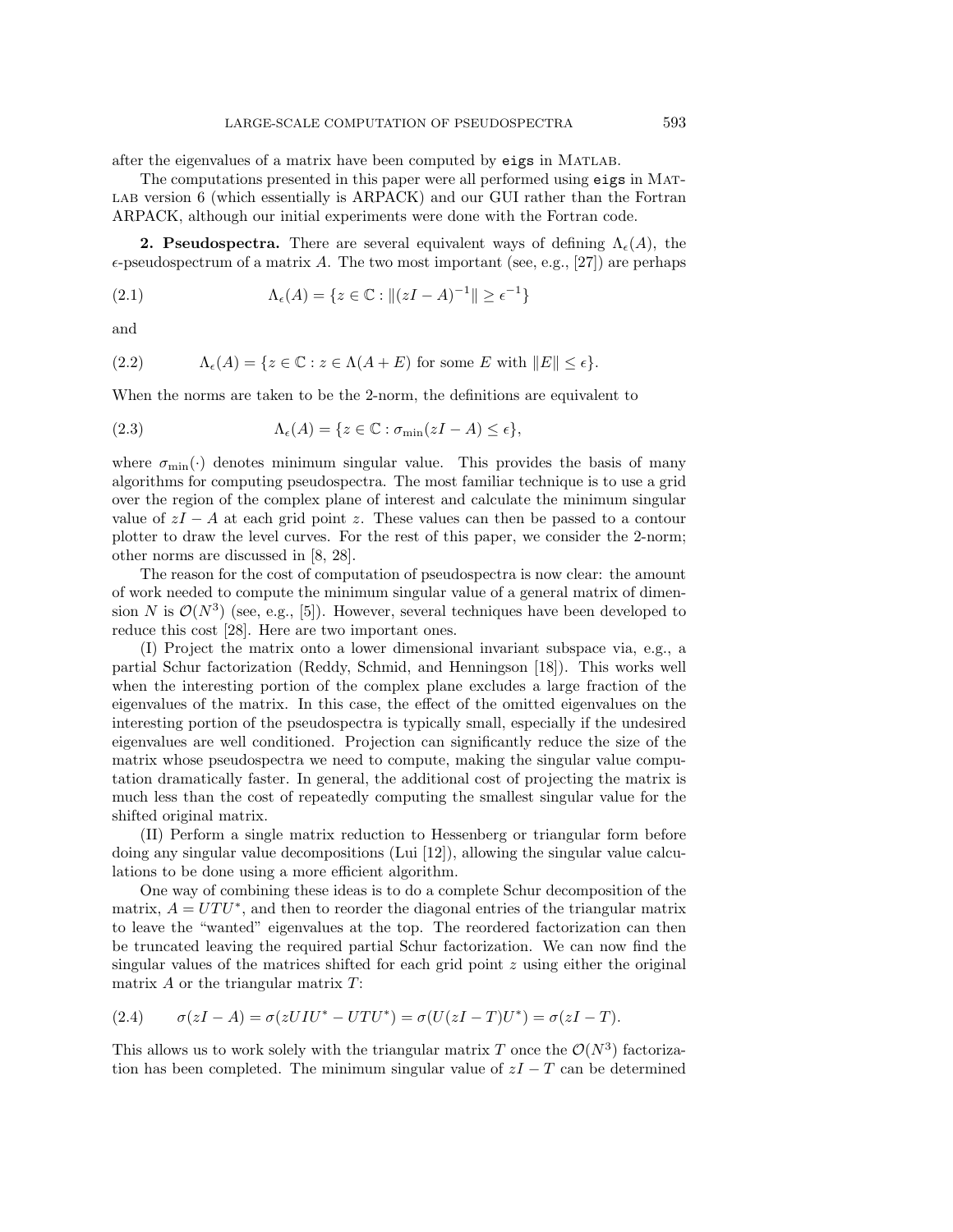after the eigenvalues of a matrix have been computed by `eigs` in MATLAB.

The computations presented in this paper were all performed using `eigs` in MATLAB version 6 (which essentially is ARPACK) and our GUI rather than the Fortran ARPACK, although our initial experiments were done with the Fortran code.

**2. Pseudospectra.** There are several equivalent ways of defining $\Lambda_\epsilon(A)$, the $\epsilon$-pseudospectrum of a matrix $A$. The two most important (see, e.g., [27]) are perhaps

$$\Lambda_\epsilon(A) = \{z \in \mathbb{C} : \|(zI - A)^{-1}\| \geq \epsilon^{-1}\} \tag{2.1}$$

and

$$\Lambda_\epsilon(A) = \{z \in \mathbb{C} : z \in \Lambda(A + E) \text{ for some } E \text{ with } \|E\| \leq \epsilon\}. \tag{2.2}$$

When the norms are taken to be the 2-norm, the definitions are equivalent to

$$\Lambda_\epsilon(A) = \{z \in \mathbb{C} : \sigma_{\min}(zI - A) \leq \epsilon\}, \tag{2.3}$$

where $\sigma_{\min}(\cdot)$ denotes minimum singular value. This provides the basis of many algorithms for computing pseudospectra. The most familiar technique is to use a grid over the region of the complex plane of interest and calculate the minimum singular value of $zI - A$ at each grid point $z$. These values can then be passed to a contour plotter to draw the level curves. For the rest of this paper, we consider the 2-norm; other norms are discussed in [8, 28].

The reason for the cost of computation of pseudospectra is now clear: the amount of work needed to compute the minimum singular value of a general matrix of dimension $N$ is $\mathcal{O}(N^3)$ (see, e.g., [5]). However, several techniques have been developed to reduce this cost [28]. Here are two important ones.

(I) Project the matrix onto a lower dimensional invariant subspace via, e.g., a partial Schur factorization (Reddy, Schmid, and Henningson [18]). This works well when the interesting portion of the complex plane excludes a large fraction of the eigenvalues of the matrix. In this case, the effect of the omitted eigenvalues on the interesting portion of the pseudospectra is typically small, especially if the undesired eigenvalues are well conditioned. Projection can significantly reduce the size of the matrix whose pseudospectra we need to compute, making the singular value computation dramatically faster. In general, the additional cost of projecting the matrix is much less than the cost of repeatedly computing the smallest singular value for the shifted original matrix.

(II) Perform a single matrix reduction to Hessenberg or triangular form before doing any singular value decompositions (Lui [12]), allowing the singular value calculations to be done using a more efficient algorithm.

One way of combining these ideas is to do a complete Schur decomposition of the matrix, $A = UTU^*$, and then to reorder the diagonal entries of the triangular matrix to leave the "wanted" eigenvalues at the top. The reordered factorization can then be truncated leaving the required partial Schur factorization. We can now find the singular values of the matrices shifted for each grid point $z$ using either the original matrix $A$ or the triangular matrix $T$:

$$\sigma(zI - A) = \sigma(zUIU^* - UTU^*) = \sigma(U(zI - T)U^*) = \sigma(zI - T). \tag{2.4}$$

This allows us to work solely with the triangular matrix $T$ once the $\mathcal{O}(N^3)$ factorization has been completed. The minimum singular value of $zI - T$ can be determined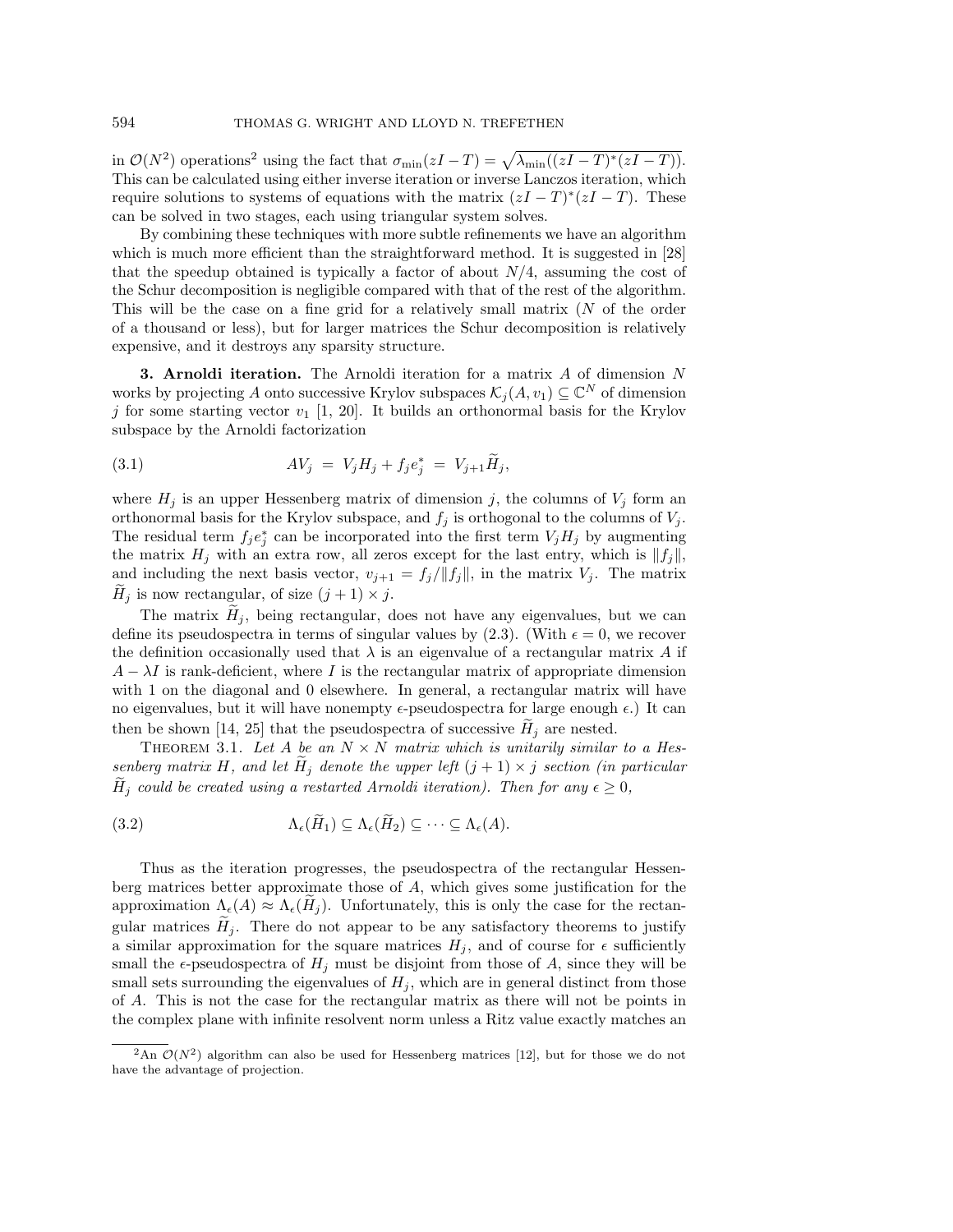in $\mathcal{O}(N^2)$ operations[2] using the fact that $\sigma_{\min}(zI - T) = \sqrt{\lambda_{\min}((zI - T)^*(zI - T))}$. This can be calculated using either inverse iteration or inverse Lanczos iteration, which require solutions to systems of equations with the matrix $(zI - T)^*(zI - T)$. These can be solved in two stages, each using triangular system solves.

By combining these techniques with more subtle refinements we have an algorithm which is much more efficient than the straightforward method. It is suggested in [28] that the speedup obtained is typically a factor of about $N/4$, assuming the cost of the Schur decomposition is negligible compared with that of the rest of the algorithm. This will be the case on a fine grid for a relatively small matrix ($N$ of the order of a thousand or less), but for larger matrices the Schur decomposition is relatively expensive, and it destroys any sparsity structure.

**3. Arnoldi iteration.** The Arnoldi iteration for a matrix $A$ of dimension $N$ works by projecting $A$ onto successive Krylov subspaces $\mathcal{K}_j(A, v_1) \subseteq \mathbb{C}^N$ of dimension $j$ for some starting vector $v_1$ [1, 20]. It builds an orthonormal basis for the Krylov subspace by the Arnoldi factorization

$$AV_j \;=\; V_j H_j + f_j e_j^* \;=\; V_{j+1}\widetilde{H}_j, \tag{3.1}$$

where $H_j$ is an upper Hessenberg matrix of dimension $j$, the columns of $V_j$ form an orthonormal basis for the Krylov subspace, and $f_j$ is orthogonal to the columns of $V_j$. The residual term $f_j e_j^*$ can be incorporated into the first term $V_j H_j$ by augmenting the matrix $H_j$ with an extra row, all zeros except for the last entry, which is $\|f_j\|$, and including the next basis vector, $v_{j+1} = f_j/\|f_j\|$, in the matrix $V_j$. The matrix $\widetilde{H}_j$ is now rectangular, of size $(j + 1) \times j$.

The matrix $\widetilde{H}_j$, being rectangular, does not have any eigenvalues, but we can define its pseudospectra in terms of singular values by (2.3). (With $\epsilon = 0$, we recover the definition occasionally used that $\lambda$ is an eigenvalue of a rectangular matrix $A$ if $A - \lambda I$ is rank-deficient, where $I$ is the rectangular matrix of appropriate dimension with 1 on the diagonal and 0 elsewhere. In general, a rectangular matrix will have no eigenvalues, but it will have nonempty $\epsilon$-pseudospectra for large enough $\epsilon$.) It can then be shown [14, 25] that the pseudospectra of successive $\widetilde{H}_j$ are nested.

Theorem 3.1. *Let $A$ be an $N \times N$ matrix which is unitarily similar to a Hessenberg matrix $H$, and let $\widetilde{H}_j$ denote the upper left $(j + 1) \times j$ section (in particular $\widetilde{H}_j$ could be created using a restarted Arnoldi iteration). Then for any $\epsilon \geq 0$,*

$$\Lambda_\epsilon(\widetilde{H}_1) \subseteq \Lambda_\epsilon(\widetilde{H}_2) \subseteq \cdots \subseteq \Lambda_\epsilon(A). \tag{3.2}$$

Thus as the iteration progresses, the pseudospectra of the rectangular Hessenberg matrices better approximate those of $A$, which gives some justification for the approximation $\Lambda_\epsilon(A) \approx \Lambda_\epsilon(\widetilde{H}_j)$. Unfortunately, this is only the case for the rectangular matrices $\widetilde{H}_j$. There do not appear to be any satisfactory theorems to justify a similar approximation for the square matrices $H_j$, and of course for $\epsilon$ sufficiently small the $\epsilon$-pseudospectra of $H_j$ must be disjoint from those of $A$, since they will be small sets surrounding the eigenvalues of $H_j$, which are in general distinct from those of $A$. This is not the case for the rectangular matrix as there will not be points in the complex plane with infinite resolvent norm unless a Ritz value exactly matches an

[2] An $\mathcal{O}(N^2)$ algorithm can also be used for Hessenberg matrices [12], but for those we do not have the advantage of projection.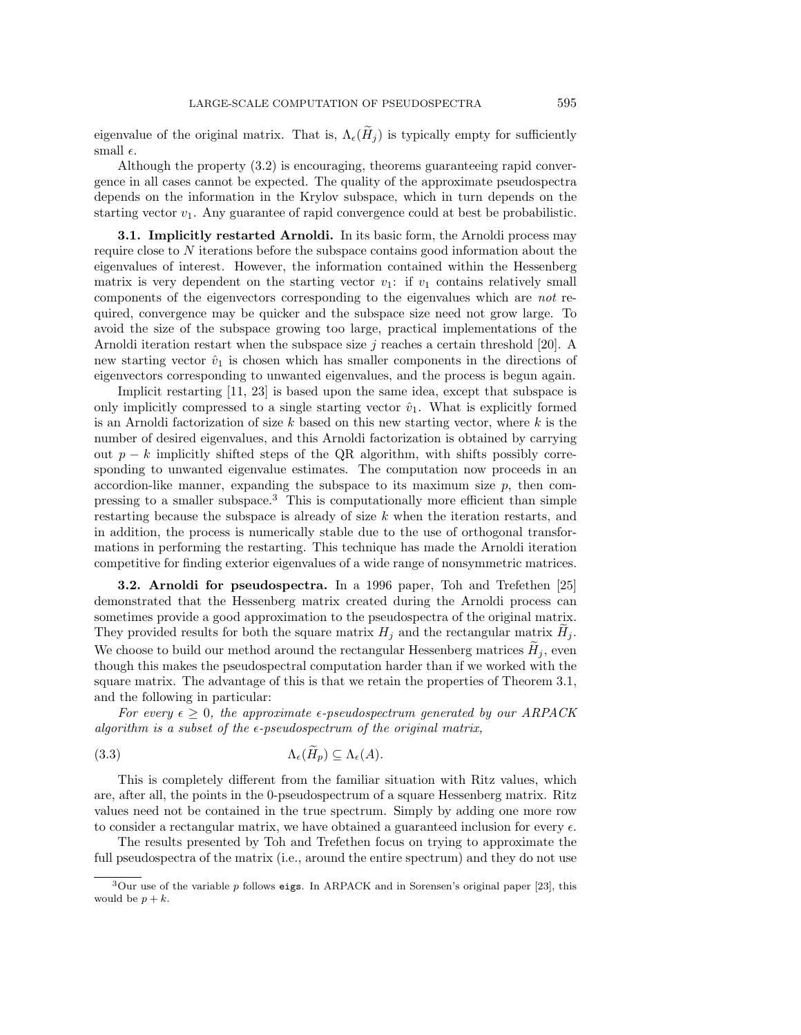eigenvalue of the original matrix. That is, $\Lambda_\epsilon(\widetilde{H}_j)$ is typically empty for sufficiently small $\epsilon$.

Although the property (3.2) is encouraging, theorems guaranteeing rapid convergence in all cases cannot be expected. The quality of the approximate pseudospectra depends on the information in the Krylov subspace, which in turn depends on the starting vector $v_1$. Any guarantee of rapid convergence could at best be probabilistic.

### 3.1. Implicitly restarted Arnoldi.

In its basic form, the Arnoldi process may require close to $N$ iterations before the subspace contains good information about the eigenvalues of interest. However, the information contained within the Hessenberg matrix is very dependent on the starting vector $v_1$: if $v_1$ contains relatively small components of the eigenvectors corresponding to the eigenvalues which are *not* required, convergence may be quicker and the subspace size need not grow large. To avoid the size of the subspace growing too large, practical implementations of the Arnoldi iteration restart when the subspace size $j$ reaches a certain threshold [20]. A new starting vector $\hat{v}_1$ is chosen which has smaller components in the directions of eigenvectors corresponding to unwanted eigenvalues, and the process is begun again.

Implicit restarting [11, 23] is based upon the same idea, except that subspace is only implicitly compressed to a single starting vector $\hat{v}_1$. What is explicitly formed is an Arnoldi factorization of size $k$ based on this new starting vector, where $k$ is the number of desired eigenvalues, and this Arnoldi factorization is obtained by carrying out $p - k$ implicitly shifted steps of the QR algorithm, with shifts possibly corresponding to unwanted eigenvalue estimates. The computation now proceeds in an accordion-like manner, expanding the subspace to its maximum size $p$, then compressing to a smaller subspace.[3] This is computationally more efficient than simple restarting because the subspace is already of size $k$ when the iteration restarts, and in addition, the process is numerically stable due to the use of orthogonal transformations in performing the restarting. This technique has made the Arnoldi iteration competitive for finding exterior eigenvalues of a wide range of nonsymmetric matrices.

### 3.2. Arnoldi for pseudospectra.

In a 1996 paper, Toh and Trefethen [25] demonstrated that the Hessenberg matrix created during the Arnoldi process can sometimes provide a good approximation to the pseudospectra of the original matrix. They provided results for both the square matrix $H_j$ and the rectangular matrix $\widetilde{H}_j$. We choose to build our method around the rectangular Hessenberg matrices $\widetilde{H}_j$, even though this makes the pseudospectral computation harder than if we worked with the square matrix. The advantage of this is that we retain the properties of Theorem 3.1, and the following in particular:

*For every $\epsilon \geq 0$, the approximate $\epsilon$-pseudospectrum generated by our ARPACK algorithm is a subset of the $\epsilon$-pseudospectrum of the original matrix,*

$$\Lambda_\epsilon(\widetilde{H}_p) \subseteq \Lambda_\epsilon(A). \tag{3.3}$$

This is completely different from the familiar situation with Ritz values, which are, after all, the points in the 0-pseudospectrum of a square Hessenberg matrix. Ritz values need not be contained in the true spectrum. Simply by adding one more row to consider a rectangular matrix, we have obtained a guaranteed inclusion for every $\epsilon$.

The results presented by Toh and Trefethen focus on trying to approximate the full pseudospectra of the matrix (i.e., around the entire spectrum) and they do not use

---

[3] Our use of the variable $p$ follows `eigs`. In ARPACK and in Sorensen's original paper [23], this would be $p + k$.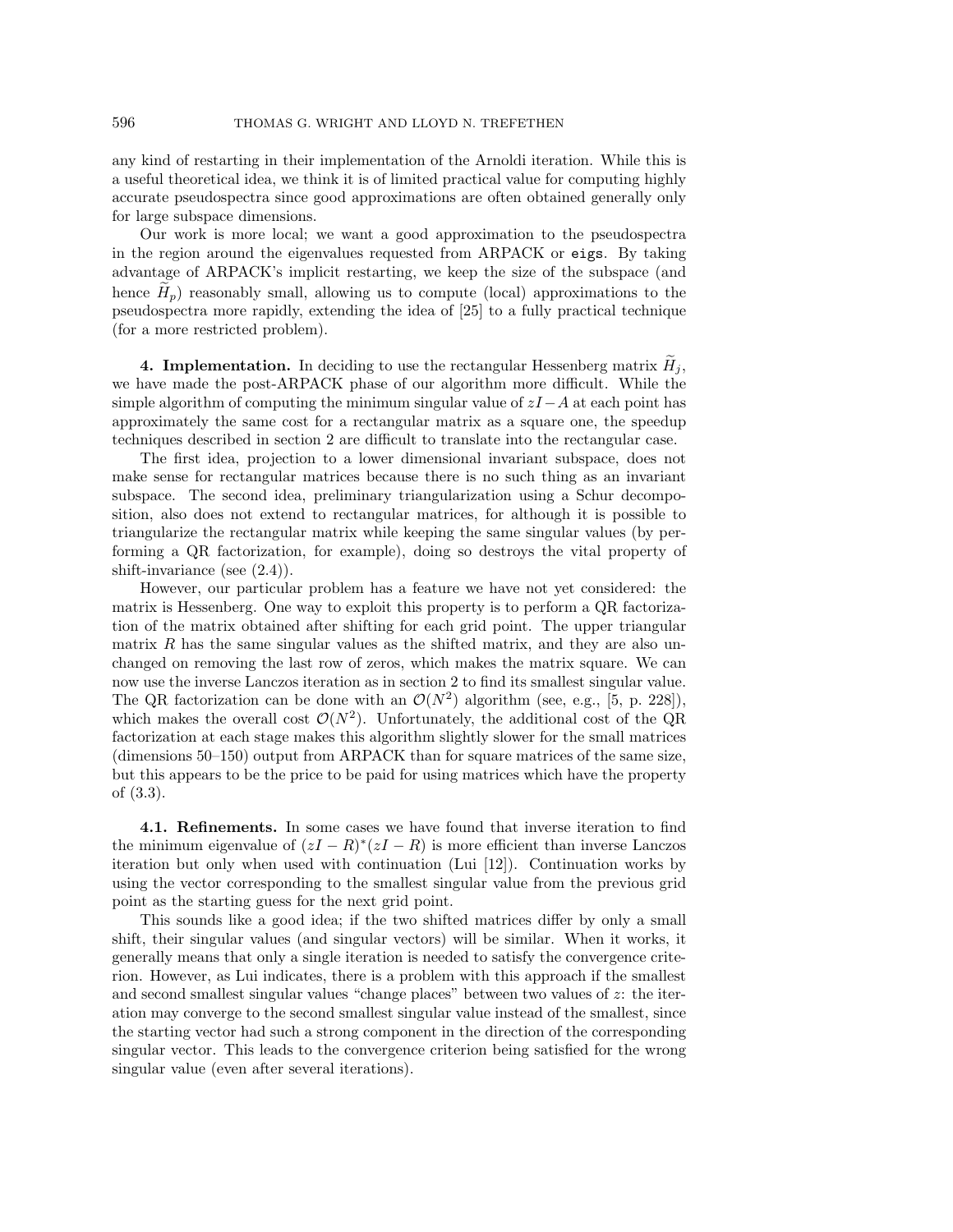any kind of restarting in their implementation of the Arnoldi iteration. While this is a useful theoretical idea, we think it is of limited practical value for computing highly accurate pseudospectra since good approximations are often obtained generally only for large subspace dimensions.

Our work is more local; we want a good approximation to the pseudospectra in the region around the eigenvalues requested from ARPACK or `eigs`. By taking advantage of ARPACK's implicit restarting, we keep the size of the subspace (and hence $\widetilde{H}_p$) reasonably small, allowing us to compute (local) approximations to the pseudospectra more rapidly, extending the idea of [25] to a fully practical technique (for a more restricted problem).

**4. Implementation.** In deciding to use the rectangular Hessenberg matrix $\widetilde{H}_j$, we have made the post-ARPACK phase of our algorithm more difficult. While the simple algorithm of computing the minimum singular value of $zI - A$ at each point has approximately the same cost for a rectangular matrix as a square one, the speedup techniques described in section 2 are difficult to translate into the rectangular case.

The first idea, projection to a lower dimensional invariant subspace, does not make sense for rectangular matrices because there is no such thing as an invariant subspace. The second idea, preliminary triangularization using a Schur decomposition, also does not extend to rectangular matrices, for although it is possible to triangularize the rectangular matrix while keeping the same singular values (by performing a QR factorization, for example), doing so destroys the vital property of shift-invariance (see (2.4)).

However, our particular problem has a feature we have not yet considered: the matrix is Hessenberg. One way to exploit this property is to perform a QR factorization of the matrix obtained after shifting for each grid point. The upper triangular matrix $R$ has the same singular values as the shifted matrix, and they are also unchanged on removing the last row of zeros, which makes the matrix square. We can now use the inverse Lanczos iteration as in section 2 to find its smallest singular value. The QR factorization can be done with an $\mathcal{O}(N^2)$ algorithm (see, e.g., [5, p. 228]), which makes the overall cost $\mathcal{O}(N^2)$. Unfortunately, the additional cost of the QR factorization at each stage makes this algorithm slightly slower for the small matrices (dimensions 50–150) output from ARPACK than for square matrices of the same size, but this appears to be the price to be paid for using matrices which have the property of (3.3).

**4.1. Refinements.** In some cases we have found that inverse iteration to find the minimum eigenvalue of $(zI - R)^*(zI - R)$ is more efficient than inverse Lanczos iteration but only when used with continuation (Lui [12]). Continuation works by using the vector corresponding to the smallest singular value from the previous grid point as the starting guess for the next grid point.

This sounds like a good idea; if the two shifted matrices differ by only a small shift, their singular values (and singular vectors) will be similar. When it works, it generally means that only a single iteration is needed to satisfy the convergence criterion. However, as Lui indicates, there is a problem with this approach if the smallest and second smallest singular values "change places" between two values of $z$: the iteration may converge to the second smallest singular value instead of the smallest, since the starting vector had such a strong component in the direction of the corresponding singular vector. This leads to the convergence criterion being satisfied for the wrong singular value (even after several iterations).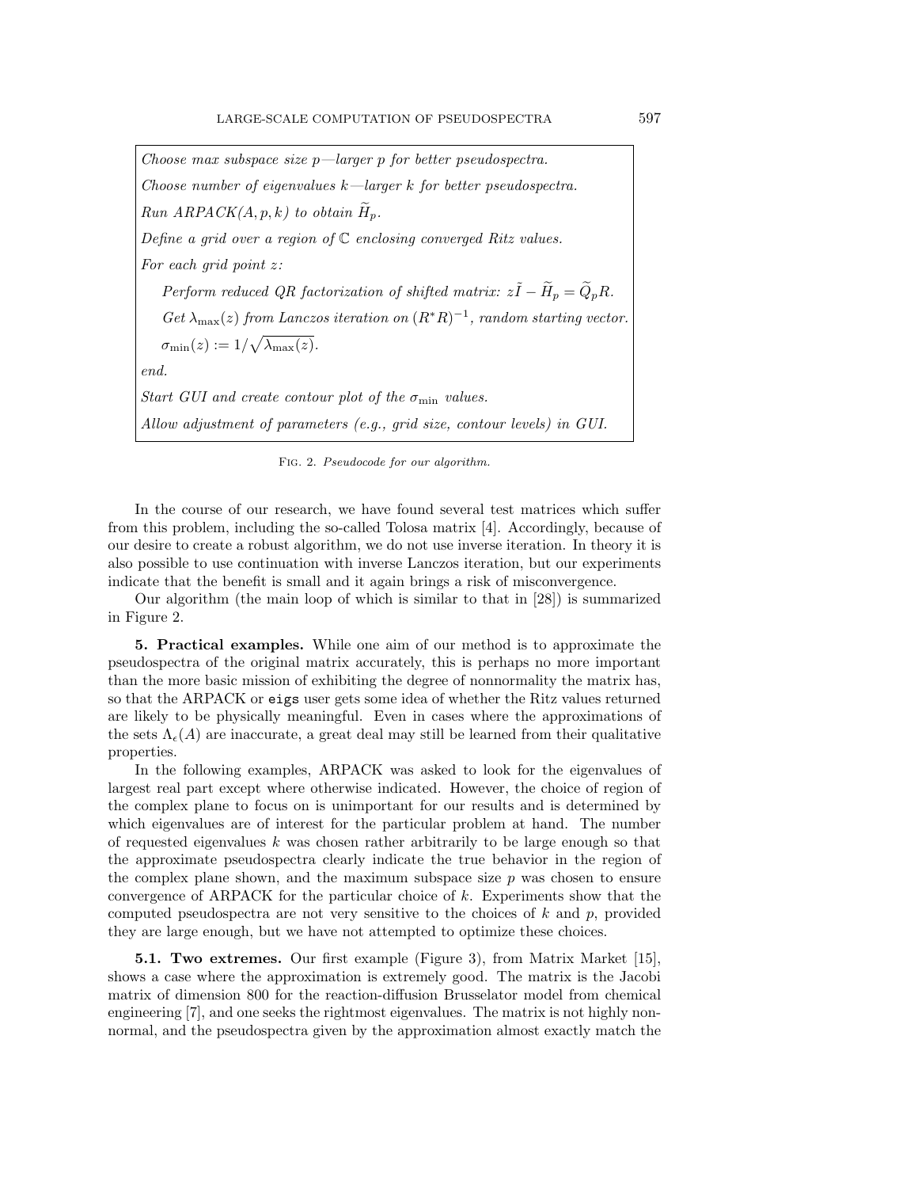*Choose max subspace size p—larger p for better pseudospectra.*

*Choose number of eigenvalues k—larger k for better pseudospectra.*

*Run ARPACK(A, p, k) to obtain* $\widetilde{H}_p$.

*Define a grid over a region of* $\mathbb{C}$ *enclosing converged Ritz values.*

*For each grid point z:*

  *Perform reduced QR factorization of shifted matrix:* $z\tilde{I} - \widetilde{H}_p = \widetilde{Q}_p R$.

  *Get* $\lambda_{\max}(z)$ *from Lanczos iteration on* $(R^*R)^{-1}$*, random starting vector.*

  $\sigma_{\min}(z) := 1/\sqrt{\lambda_{\max}(z)}$.

*end.*

*Start GUI and create contour plot of the* $\sigma_{\min}$ *values.*

*Allow adjustment of parameters (e.g., grid size, contour levels) in GUI.*

Fig. 2. *Pseudocode for our algorithm.*

In the course of our research, we have found several test matrices which suffer from this problem, including the so-called Tolosa matrix [4]. Accordingly, because of our desire to create a robust algorithm, we do not use inverse iteration. In theory it is also possible to use continuation with inverse Lanczos iteration, but our experiments indicate that the benefit is small and it again brings a risk of misconvergence.

Our algorithm (the main loop of which is similar to that in [28]) is summarized in Figure 2.

## 5. Practical examples.

While one aim of our method is to approximate the pseudospectra of the original matrix accurately, this is perhaps no more important than the more basic mission of exhibiting the degree of nonnormality the matrix has, so that the ARPACK or `eigs` user gets some idea of whether the Ritz values returned are likely to be physically meaningful. Even in cases where the approximations of the sets $\Lambda_\epsilon(A)$ are inaccurate, a great deal may still be learned from their qualitative properties.

In the following examples, ARPACK was asked to look for the eigenvalues of largest real part except where otherwise indicated. However, the choice of region of the complex plane to focus on is unimportant for our results and is determined by which eigenvalues are of interest for the particular problem at hand. The number of requested eigenvalues $k$ was chosen rather arbitrarily to be large enough so that the approximate pseudospectra clearly indicate the true behavior in the region of the complex plane shown, and the maximum subspace size $p$ was chosen to ensure convergence of ARPACK for the particular choice of $k$. Experiments show that the computed pseudospectra are not very sensitive to the choices of $k$ and $p$, provided they are large enough, but we have not attempted to optimize these choices.

### 5.1. Two extremes.

Our first example (Figure 3), from Matrix Market [15], shows a case where the approximation is extremely good. The matrix is the Jacobi matrix of dimension 800 for the reaction-diffusion Brusselator model from chemical engineering [7], and one seeks the rightmost eigenvalues. The matrix is not highly nonnormal, and the pseudospectra given by the approximation almost exactly match the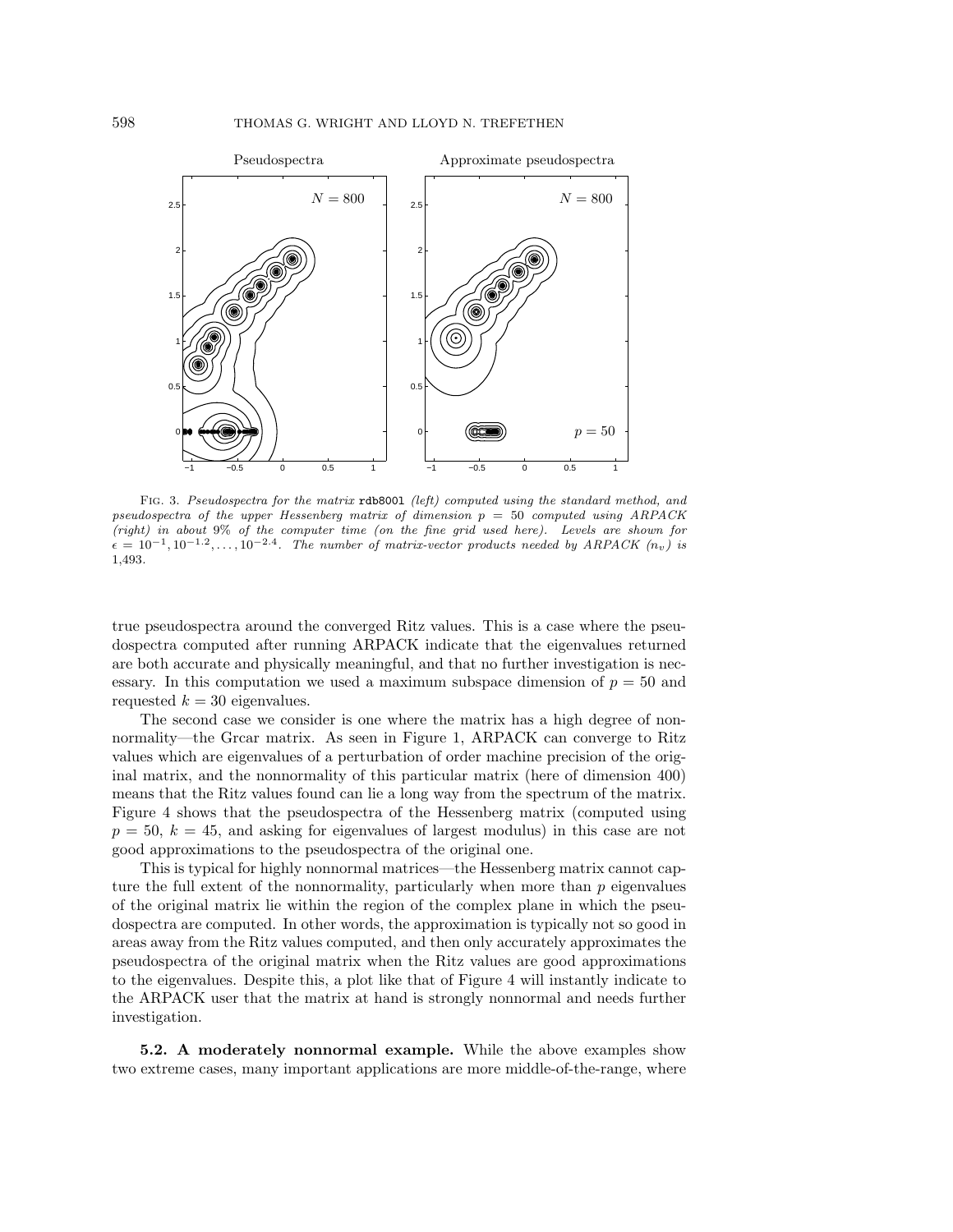FIG. 3. *Pseudospectra for the matrix* rdb800l *(left) computed using the standard method, and pseudospectra of the upper Hessenberg matrix of dimension $p = 50$ computed using ARPACK (right) in about 9% of the computer time (on the fine grid used here). Levels are shown for $\epsilon = 10^{-1}, 10^{-1.2}, \ldots, 10^{-2.4}$. The number of matrix-vector products needed by ARPACK ($n_v$) is* 1,493.

true pseudospectra around the converged Ritz values. This is a case where the pseudospectra computed after running ARPACK indicate that the eigenvalues returned are both accurate and physically meaningful, and that no further investigation is necessary. In this computation we used a maximum subspace dimension of $p = 50$ and requested $k = 30$ eigenvalues.

The second case we consider is one where the matrix has a high degree of nonnormality—the Grcar matrix. As seen in Figure 1, ARPACK can converge to Ritz values which are eigenvalues of a perturbation of order machine precision of the original matrix, and the nonnormality of this particular matrix (here of dimension 400) means that the Ritz values found can lie a long way from the spectrum of the matrix. Figure 4 shows that the pseudospectra of the Hessenberg matrix (computed using $p = 50$, $k = 45$, and asking for eigenvalues of largest modulus) in this case are not good approximations to the pseudospectra of the original one.

This is typical for highly nonnormal matrices—the Hessenberg matrix cannot capture the full extent of the nonnormality, particularly when more than $p$ eigenvalues of the original matrix lie within the region of the complex plane in which the pseudospectra are computed. In other words, the approximation is typically not so good in areas away from the Ritz values computed, and then only accurately approximates the pseudospectra of the original matrix when the Ritz values are good approximations to the eigenvalues. Despite this, a plot like that of Figure 4 will instantly indicate to the ARPACK user that the matrix at hand is strongly nonnormal and needs further investigation.

**5.2. A moderately nonnormal example.** While the above examples show two extreme cases, many important applications are more middle-of-the-range, where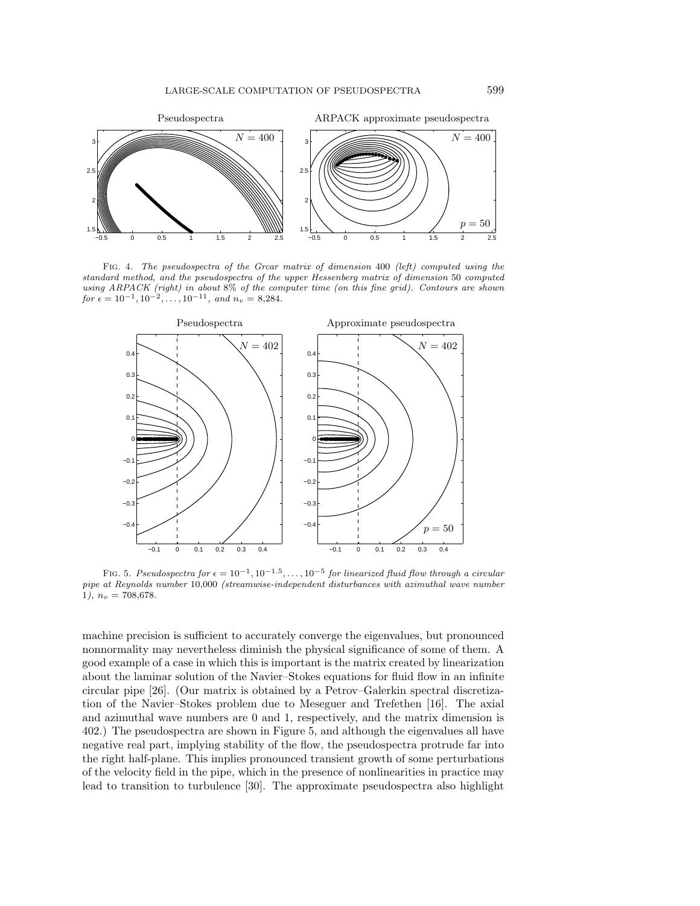FIG. 4. *The pseudospectra of the Grcar matrix of dimension* 400 *(left) computed using the standard method, and the pseudospectra of the upper Hessenberg matrix of dimension* 50 *computed using ARPACK (right) in about* 8% *of the computer time (on this fine grid). Contours are shown for* $\epsilon = 10^{-1}, 10^{-2}, \ldots, 10^{-11}$*, and* $n_v =$ 8,284.

FIG. 5. *Pseudospectra for* $\epsilon = 10^{-1}, 10^{-1.5}, \ldots, 10^{-5}$ *for linearized fluid flow through a circular pipe at Reynolds number* 10,000 *(streamwise-independent disturbances with azimuthal wave number* 1*),* $n_v =$ 708,678.

machine precision is sufficient to accurately converge the eigenvalues, but pronounced nonnormality may nevertheless diminish the physical significance of some of them. A good example of a case in which this is important is the matrix created by linearization about the laminar solution of the Navier–Stokes equations for fluid flow in an infinite circular pipe [26]. (Our matrix is obtained by a Petrov–Galerkin spectral discretization of the Navier–Stokes problem due to Meseguer and Trefethen [16]. The axial and azimuthal wave numbers are 0 and 1, respectively, and the matrix dimension is 402.) The pseudospectra are shown in Figure 5, and although the eigenvalues all have negative real part, implying stability of the flow, the pseudospectra protrude far into the right half-plane. This implies pronounced transient growth of some perturbations of the velocity field in the pipe, which in the presence of nonlinearities in practice may lead to transition to turbulence [30]. The approximate pseudospectra also highlight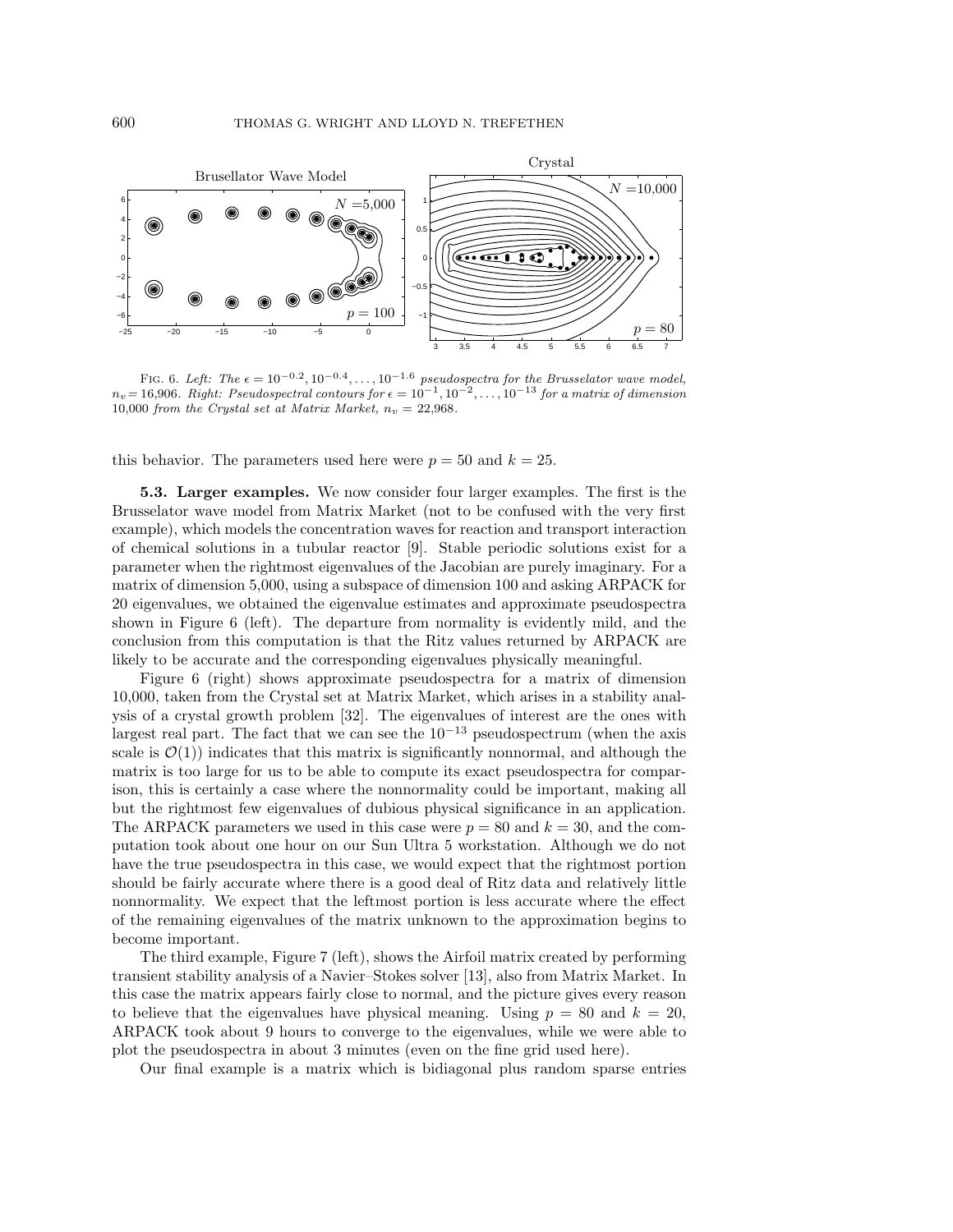FIG. 6. *Left: The* $\epsilon = 10^{-0.2}, 10^{-0.4}, \ldots, 10^{-1.6}$ *pseudospectra for the Brusselator wave model,* $n_v = 16{,}906$. *Right: Pseudospectral contours for* $\epsilon = 10^{-1}, 10^{-2}, \ldots, 10^{-13}$ *for a matrix of dimension 10,000 from the Crystal set at Matrix Market,* $n_v = 22{,}968$.

this behavior. The parameters used here were $p = 50$ and $k = 25$.

**5.3. Larger examples.** We now consider four larger examples. The first is the Brusselator wave model from Matrix Market (not to be confused with the very first example), which models the concentration waves for reaction and transport interaction of chemical solutions in a tubular reactor [9]. Stable periodic solutions exist for a parameter when the rightmost eigenvalues of the Jacobian are purely imaginary. For a matrix of dimension 5,000, using a subspace of dimension 100 and asking ARPACK for 20 eigenvalues, we obtained the eigenvalue estimates and approximate pseudospectra shown in Figure 6 (left). The departure from normality is evidently mild, and the conclusion from this computation is that the Ritz values returned by ARPACK are likely to be accurate and the corresponding eigenvalues physically meaningful.

Figure 6 (right) shows approximate pseudospectra for a matrix of dimension 10,000, taken from the Crystal set at Matrix Market, which arises in a stability analysis of a crystal growth problem [32]. The eigenvalues of interest are the ones with largest real part. The fact that we can see the $10^{-13}$ pseudospectrum (when the axis scale is $\mathcal{O}(1)$) indicates that this matrix is significantly nonnormal, and although the matrix is too large for us to be able to compute its exact pseudospectra for comparison, this is certainly a case where the nonnormality could be important, making all but the rightmost few eigenvalues of dubious physical significance in an application. The ARPACK parameters we used in this case were $p = 80$ and $k = 30$, and the computation took about one hour on our Sun Ultra 5 workstation. Although we do not have the true pseudospectra in this case, we would expect that the rightmost portion should be fairly accurate where there is a good deal of Ritz data and relatively little nonnormality. We expect that the leftmost portion is less accurate where the effect of the remaining eigenvalues of the matrix unknown to the approximation begins to become important.

The third example, Figure 7 (left), shows the Airfoil matrix created by performing transient stability analysis of a Navier–Stokes solver [13], also from Matrix Market. In this case the matrix appears fairly close to normal, and the picture gives every reason to believe that the eigenvalues have physical meaning. Using $p = 80$ and $k = 20$, ARPACK took about 9 hours to converge to the eigenvalues, while we were able to plot the pseudospectra in about 3 minutes (even on the fine grid used here).

Our final example is a matrix which is bidiagonal plus random sparse entries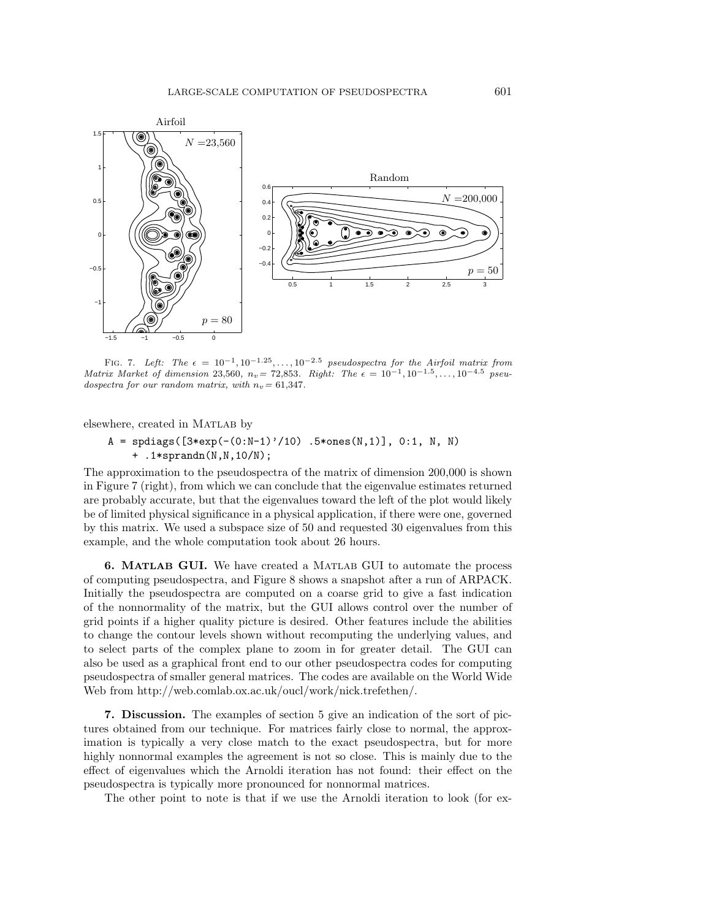FIG. 7. *Left: The $\epsilon = 10^{-1}, 10^{-1.25}, \ldots, 10^{-2.5}$ pseudospectra for the Airfoil matrix from Matrix Market of dimension* 23,560, $n_v$ = 72,853. *Right: The $\epsilon = 10^{-1}, 10^{-1.5}, \ldots, 10^{-4.5}$ pseudospectra for our random matrix, with* $n_v$ = 61,347.

elsewhere, created in MATLAB by

```
A = spdiags([3*exp(-(0:N-1)'/10) .5*ones(N,1)], 0:1, N, N)
    + .1*sprandn(N,N,10/N);
```

The approximation to the pseudospectra of the matrix of dimension 200,000 is shown in Figure 7 (right), from which we can conclude that the eigenvalue estimates returned are probably accurate, but that the eigenvalues toward the left of the plot would likely be of limited physical significance in a physical application, if there were one, governed by this matrix. We used a subspace size of 50 and requested 30 eigenvalues from this example, and the whole computation took about 26 hours.

## 6. MATLAB GUI.

We have created a MATLAB GUI to automate the process of computing pseudospectra, and Figure 8 shows a snapshot after a run of ARPACK. Initially the pseudospectra are computed on a coarse grid to give a fast indication of the nonnormality of the matrix, but the GUI allows control over the number of grid points if a higher quality picture is desired. Other features include the abilities to change the contour levels shown without recomputing the underlying values, and to select parts of the complex plane to zoom in for greater detail. The GUI can also be used as a graphical front end to our other pseudospectra codes for computing pseudospectra of smaller general matrices. The codes are available on the World Wide Web from http://web.comlab.ox.ac.uk/oucl/work/nick.trefethen/.

## 7. Discussion.

The examples of section 5 give an indication of the sort of pictures obtained from our technique. For matrices fairly close to normal, the approximation is typically a very close match to the exact pseudospectra, but for more highly nonnormal examples the agreement is not so close. This is mainly due to the effect of eigenvalues which the Arnoldi iteration has not found: their effect on the pseudospectra is typically more pronounced for nonnormal matrices.

The other point to note is that if we use the Arnoldi iteration to look (for ex-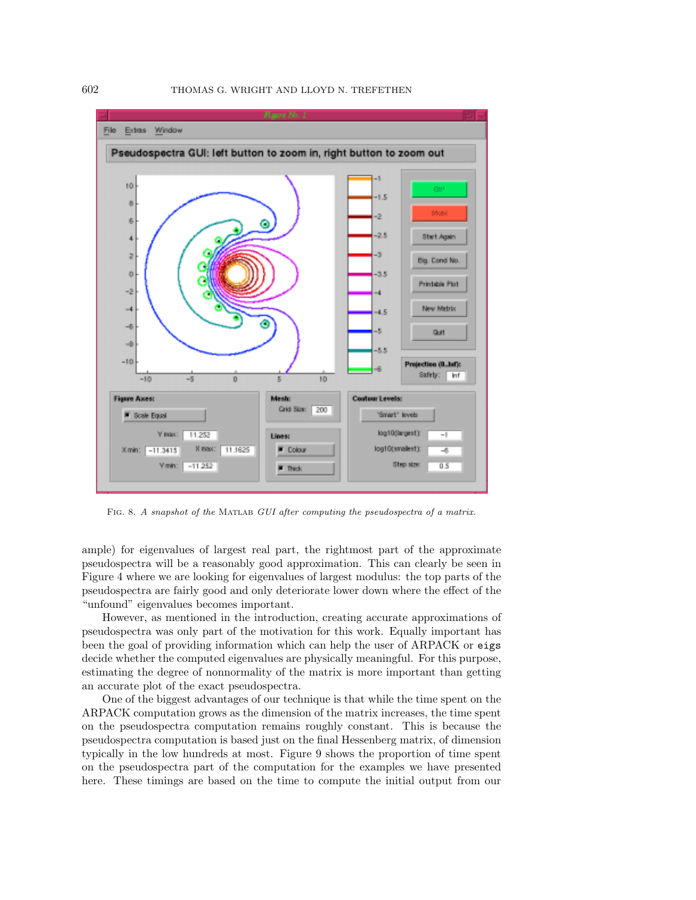FIG. 8. *A snapshot of the* MATLAB *GUI after computing the pseudospectra of a matrix.*

ample) for eigenvalues of largest real part, the rightmost part of the approximate pseudospectra will be a reasonably good approximation. This can clearly be seen in Figure 4 where we are looking for eigenvalues of largest modulus: the top parts of the pseudospectra are fairly good and only deteriorate lower down where the effect of the "unfound" eigenvalues becomes important.

However, as mentioned in the introduction, creating accurate approximations of pseudospectra was only part of the motivation for this work. Equally important has been the goal of providing information which can help the user of ARPACK or `eigs` decide whether the computed eigenvalues are physically meaningful. For this purpose, estimating the degree of nonnormality of the matrix is more important than getting an accurate plot of the exact pseudospectra.

One of the biggest advantages of our technique is that while the time spent on the ARPACK computation grows as the dimension of the matrix increases, the time spent on the pseudospectra computation remains roughly constant. This is because the pseudospectra computation is based just on the final Hessenberg matrix, of dimension typically in the low hundreds at most. Figure 9 shows the proportion of time spent on the pseudospectra part of the computation for the examples we have presented here. These timings are based on the time to compute the initial output from our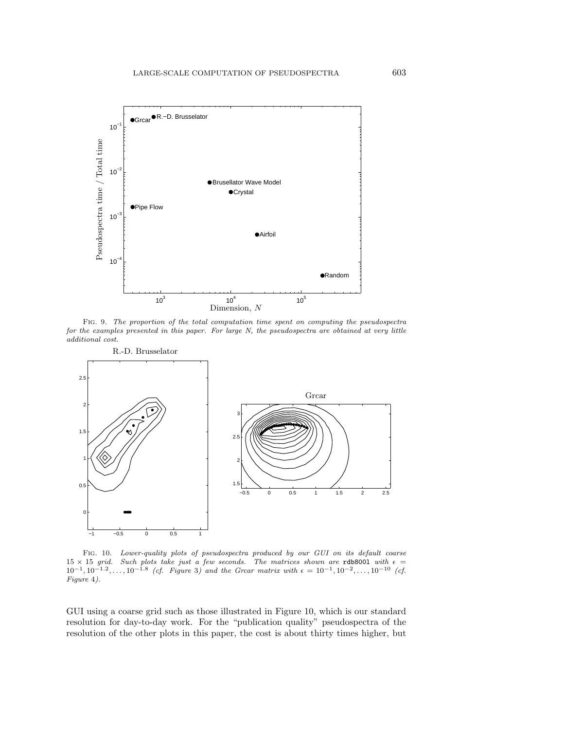Fig. 9. *The proportion of the total computation time spent on computing the pseudospectra for the examples presented in this paper. For large N, the pseudospectra are obtained at very little additional cost.*

Fig. 10. *Lower-quality plots of pseudospectra produced by our GUI on its default coarse $15 \times 15$ grid. Such plots take just a few seconds. The matrices shown are* `rdb800l` *with $\epsilon = 10^{-1}, 10^{-1.2}, \ldots, 10^{-1.8}$ (cf. Figure 3) and the Grcar matrix with $\epsilon = 10^{-1}, 10^{-2}, \ldots, 10^{-10}$ (cf. Figure 4).*

GUI using a coarse grid such as those illustrated in Figure 10, which is our standard resolution for day-to-day work. For the "publication quality" pseudospectra of the resolution of the other plots in this paper, the cost is about thirty times higher, but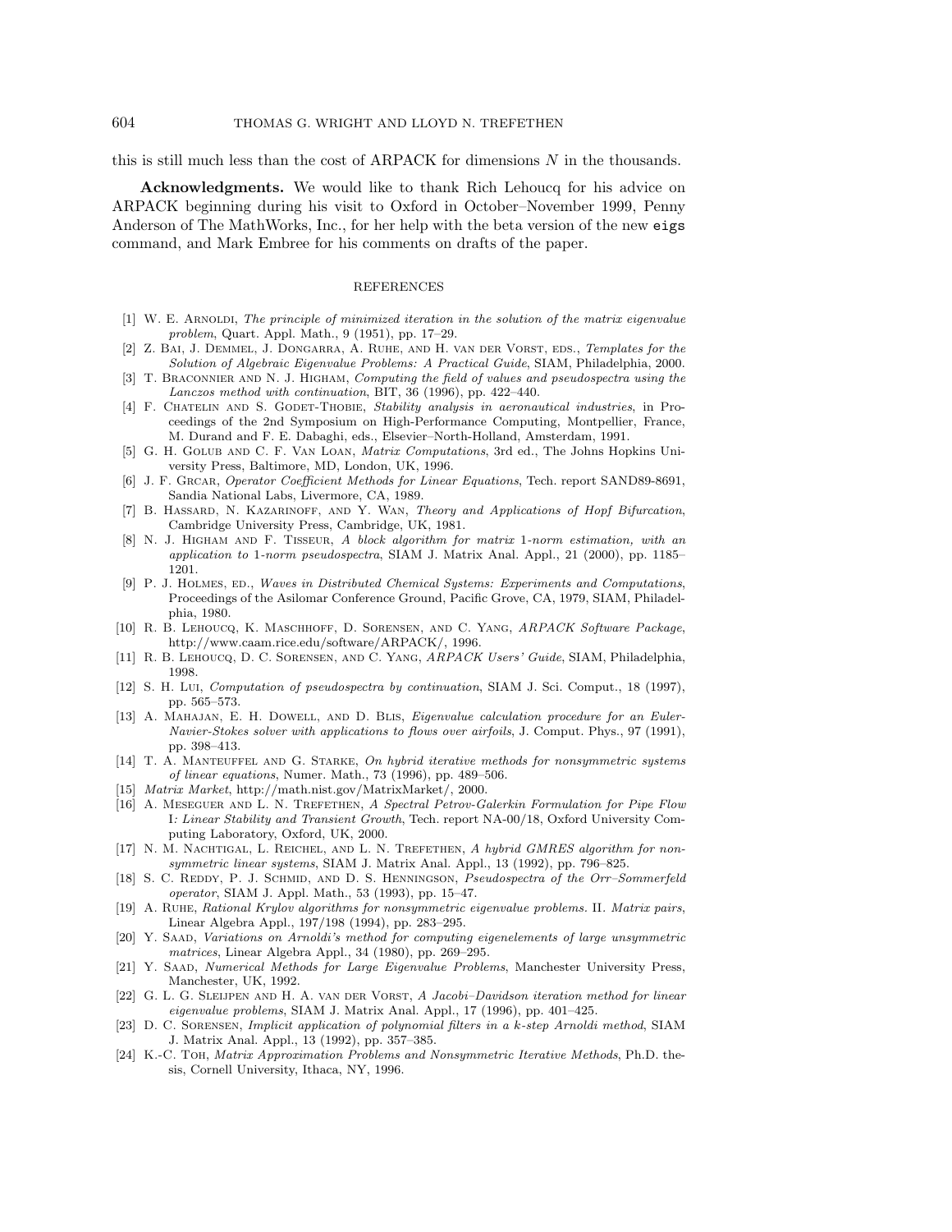this is still much less than the cost of ARPACK for dimensions $N$ in the thousands.

**Acknowledgments.** We would like to thank Rich Lehoucq for his advice on ARPACK beginning during his visit to Oxford in October–November 1999, Penny Anderson of The MathWorks, Inc., for her help with the beta version of the new `eigs` command, and Mark Embree for his comments on drafts of the paper.

## REFERENCES

[1] W. E. Arnoldi, *The principle of minimized iteration in the solution of the matrix eigenvalue problem*, Quart. Appl. Math., 9 (1951), pp. 17–29.

[2] Z. Bai, J. Demmel, J. Dongarra, A. Ruhe, and H. van der Vorst, eds., *Templates for the Solution of Algebraic Eigenvalue Problems: A Practical Guide*, SIAM, Philadelphia, 2000.

[3] T. Braconnier and N. J. Higham, *Computing the field of values and pseudospectra using the Lanczos method with continuation*, BIT, 36 (1996), pp. 422–440.

[4] F. Chatelin and S. Godet-Thobie, *Stability analysis in aeronautical industries*, in Proceedings of the 2nd Symposium on High-Performance Computing, Montpellier, France, M. Durand and F. E. Dabaghi, eds., Elsevier–North-Holland, Amsterdam, 1991.

[5] G. H. Golub and C. F. Van Loan, *Matrix Computations*, 3rd ed., The Johns Hopkins University Press, Baltimore, MD, London, UK, 1996.

[6] J. F. Grcar, *Operator Coefficient Methods for Linear Equations*, Tech. report SAND89-8691, Sandia National Labs, Livermore, CA, 1989.

[7] B. Hassard, N. Kazarinoff, and Y. Wan, *Theory and Applications of Hopf Bifurcation*, Cambridge University Press, Cambridge, UK, 1981.

[8] N. J. Higham and F. Tisseur, *A block algorithm for matrix 1-norm estimation, with an application to 1-norm pseudospectra*, SIAM J. Matrix Anal. Appl., 21 (2000), pp. 1185–1201.

[9] P. J. Holmes, ed., *Waves in Distributed Chemical Systems: Experiments and Computations*, Proceedings of the Asilomar Conference Ground, Pacific Grove, CA, 1979, SIAM, Philadelphia, 1980.

[10] R. B. Lehoucq, K. Maschhoff, D. Sorensen, and C. Yang, *ARPACK Software Package*, http://www.caam.rice.edu/software/ARPACK/, 1996.

[11] R. B. Lehoucq, D. C. Sorensen, and C. Yang, *ARPACK Users' Guide*, SIAM, Philadelphia, 1998.

[12] S. H. Lui, *Computation of pseudospectra by continuation*, SIAM J. Sci. Comput., 18 (1997), pp. 565–573.

[13] A. Mahajan, E. H. Dowell, and D. Blis, *Eigenvalue calculation procedure for an Euler-Navier-Stokes solver with applications to flows over airfoils*, J. Comput. Phys., 97 (1991), pp. 398–413.

[14] T. A. Manteuffel and G. Starke, *On hybrid iterative methods for nonsymmetric systems of linear equations*, Numer. Math., 73 (1996), pp. 489–506.

[15] *Matrix Market*, http://math.nist.gov/MatrixMarket/, 2000.

[16] A. Meseguer and L. N. Trefethen, *A Spectral Petrov-Galerkin Formulation for Pipe Flow I: Linear Stability and Transient Growth*, Tech. report NA-00/18, Oxford University Computing Laboratory, Oxford, UK, 2000.

[17] N. M. Nachtigal, L. Reichel, and L. N. Trefethen, *A hybrid GMRES algorithm for nonsymmetric linear systems*, SIAM J. Matrix Anal. Appl., 13 (1992), pp. 796–825.

[18] S. C. Reddy, P. J. Schmid, and D. S. Henningson, *Pseudospectra of the Orr–Sommerfeld operator*, SIAM J. Appl. Math., 53 (1993), pp. 15–47.

[19] A. Ruhe, *Rational Krylov algorithms for nonsymmetric eigenvalue problems.* II. *Matrix pairs*, Linear Algebra Appl., 197/198 (1994), pp. 283–295.

[20] Y. Saad, *Variations on Arnoldi's method for computing eigenelements of large unsymmetric matrices*, Linear Algebra Appl., 34 (1980), pp. 269–295.

[21] Y. Saad, *Numerical Methods for Large Eigenvalue Problems*, Manchester University Press, Manchester, UK, 1992.

[22] G. L. G. Sleijpen and H. A. van der Vorst, *A Jacobi–Davidson iteration method for linear eigenvalue problems*, SIAM J. Matrix Anal. Appl., 17 (1996), pp. 401–425.

[23] D. C. Sorensen, *Implicit application of polynomial filters in a k-step Arnoldi method*, SIAM J. Matrix Anal. Appl., 13 (1992), pp. 357–385.

[24] K.-C. Toh, *Matrix Approximation Problems and Nonsymmetric Iterative Methods*, Ph.D. thesis, Cornell University, Ithaca, NY, 1996.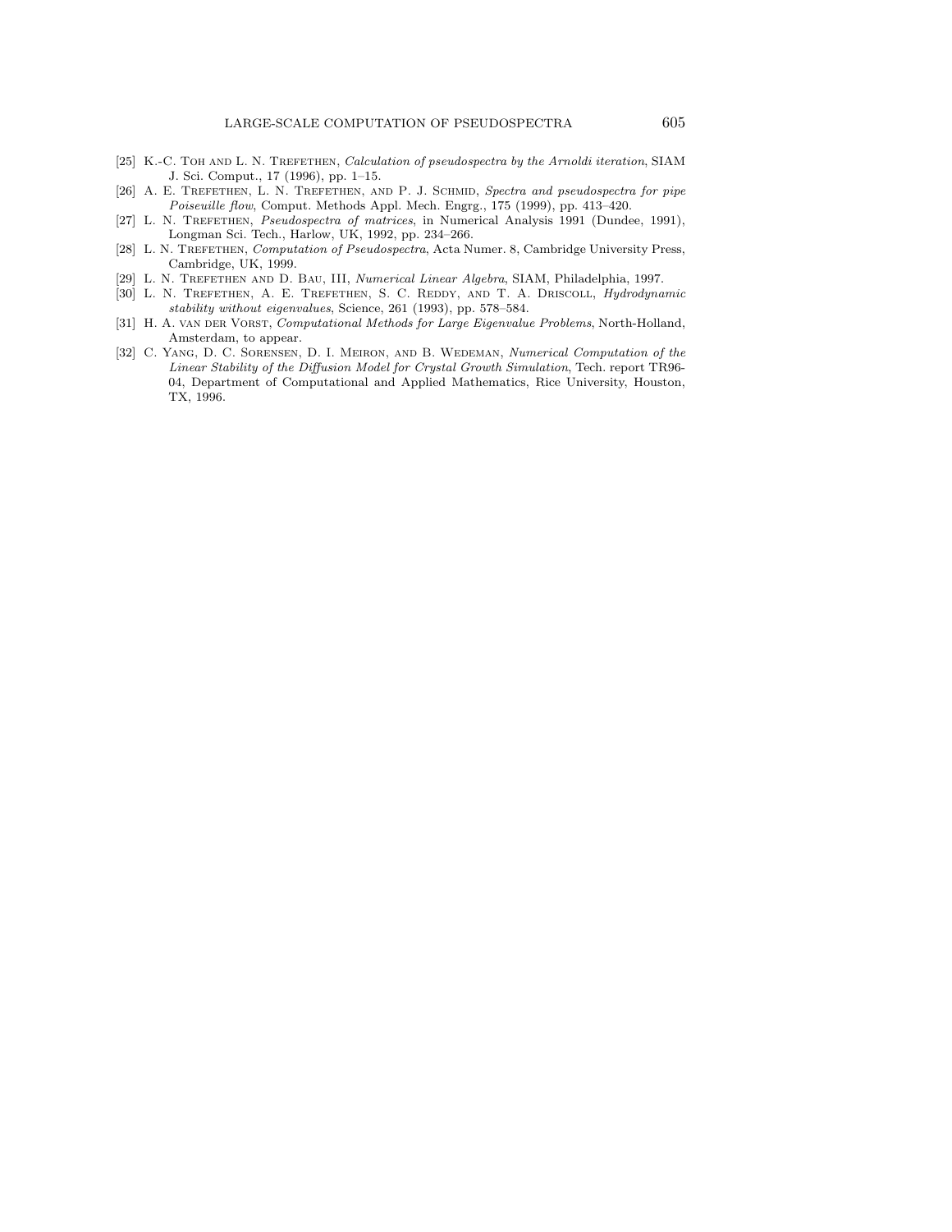[25] K.-C. Toh and L. N. Trefethen, *Calculation of pseudospectra by the Arnoldi iteration*, SIAM J. Sci. Comput., 17 (1996), pp. 1–15.

[26] A. E. Trefethen, L. N. Trefethen, and P. J. Schmid, *Spectra and pseudospectra for pipe Poiseuille flow*, Comput. Methods Appl. Mech. Engrg., 175 (1999), pp. 413–420.

[27] L. N. Trefethen, *Pseudospectra of matrices*, in Numerical Analysis 1991 (Dundee, 1991), Longman Sci. Tech., Harlow, UK, 1992, pp. 234–266.

[28] L. N. Trefethen, *Computation of Pseudospectra*, Acta Numer. 8, Cambridge University Press, Cambridge, UK, 1999.

[29] L. N. Trefethen and D. Bau, III, *Numerical Linear Algebra*, SIAM, Philadelphia, 1997.

[30] L. N. Trefethen, A. E. Trefethen, S. C. Reddy, and T. A. Driscoll, *Hydrodynamic stability without eigenvalues*, Science, 261 (1993), pp. 578–584.

[31] H. A. van der Vorst, *Computational Methods for Large Eigenvalue Problems*, North-Holland, Amsterdam, to appear.

[32] C. Yang, D. C. Sorensen, D. I. Meiron, and B. Wedeman, *Numerical Computation of the Linear Stability of the Diffusion Model for Crystal Growth Simulation*, Tech. report TR96-04, Department of Computational and Applied Mathematics, Rice University, Houston, TX, 1996.